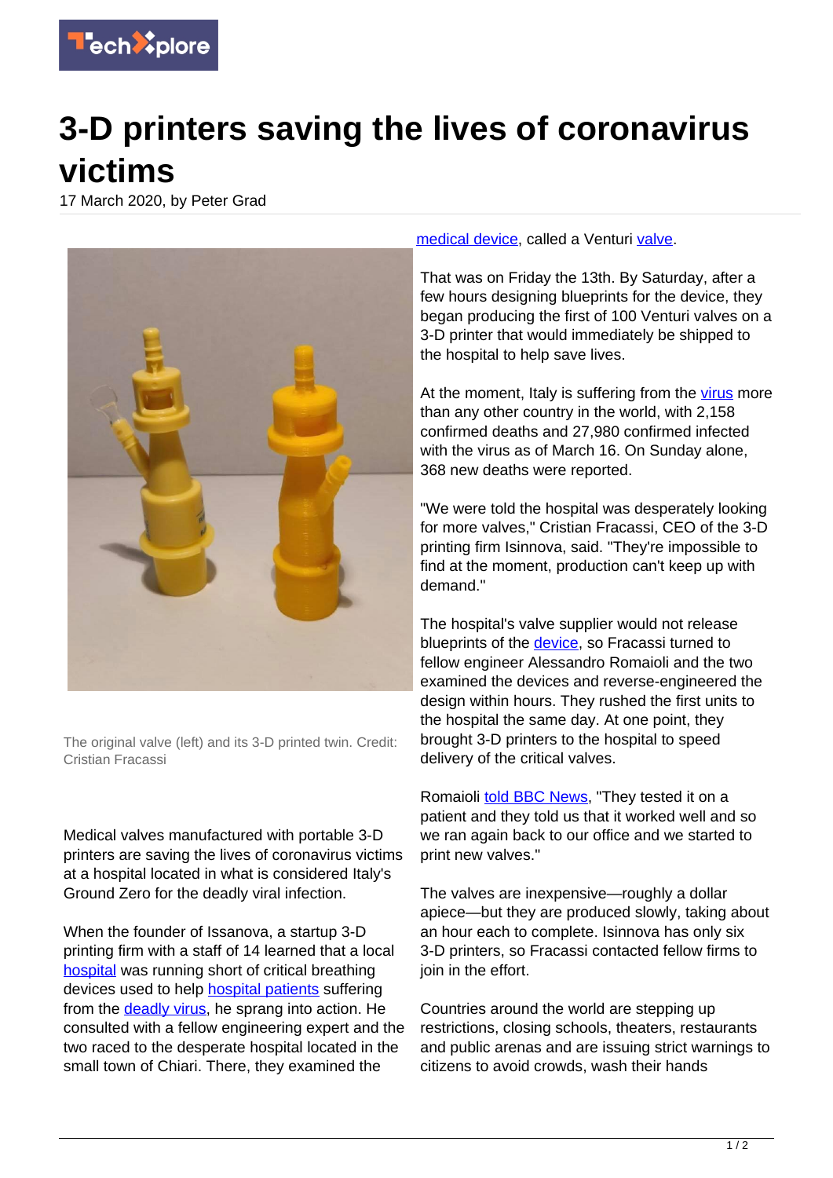# 3-D printers saving the lives of coronavirus victims

17 March 2020, by Peter Grad

The original valve (left) and its 3-D printed twin. Credit: Cristian Fracassi

Medical valves manufactured with portable 3-D printers are saving the lives of coronavirus victims at a hospital located in what is considered Italy's Ground Zero for the deadly viral infection.

When the founder of Issanova, a startup 3-D printing firm with a staff of 14 learned that a local hospital was running short of critical breathing devices used to help hospital patients suffering from the deadly virus, he sprang into action. He consulted with a fellow engineering expert and the two raced to the desperate hospital located in the small town of Chiari. There, they examined the medical device, called a Venturi valve.

That was on Friday the 13th. By Saturday, after a few hours designing blueprints for the device, they began producing the first of 100 Venturi valves on a 3-D printer that would immediately be shipped to the hospital to help save lives.

At the moment, Italy is suffering from the virus more than any other country in the world, with 2,158 confirmed deaths and 27,980 confirmed infected with the virus as of March 16. On Sunday alone, 368 new deaths were reported.

"We were told the hospital was desperately looking for more valves," Cristian Fracassi, CEO of the 3-D printing firm Isinnova, said. "They're impossible to find at the moment, production can't keep up with demand."

The hospital's valve supplier would not release blueprints of the device, so Fracassi turned to fellow engineer Alessandro Romaioli and the two examined the devices and reverse-engineered the design within hours. They rushed the first units to the hospital the same day. At one point, they brought 3-D printers to the hospital to speed delivery of the critical valves.

Romaioli told BBC News, "They tested it on a patient and they told us that it worked well and so we ran again back to our office and we started to print new valves."

The valves are inexpensive—roughly a dollar apiece—but they are produced slowly, taking about an hour each to complete. Isinnova has only six 3-D printers, so Fracassi contacted fellow firms to join in the effort.

Countries around the world are stepping up restrictions, closing schools, theaters, restaurants and public arenas and are issuing strict warnings to citizens to avoid crowds, wash their hands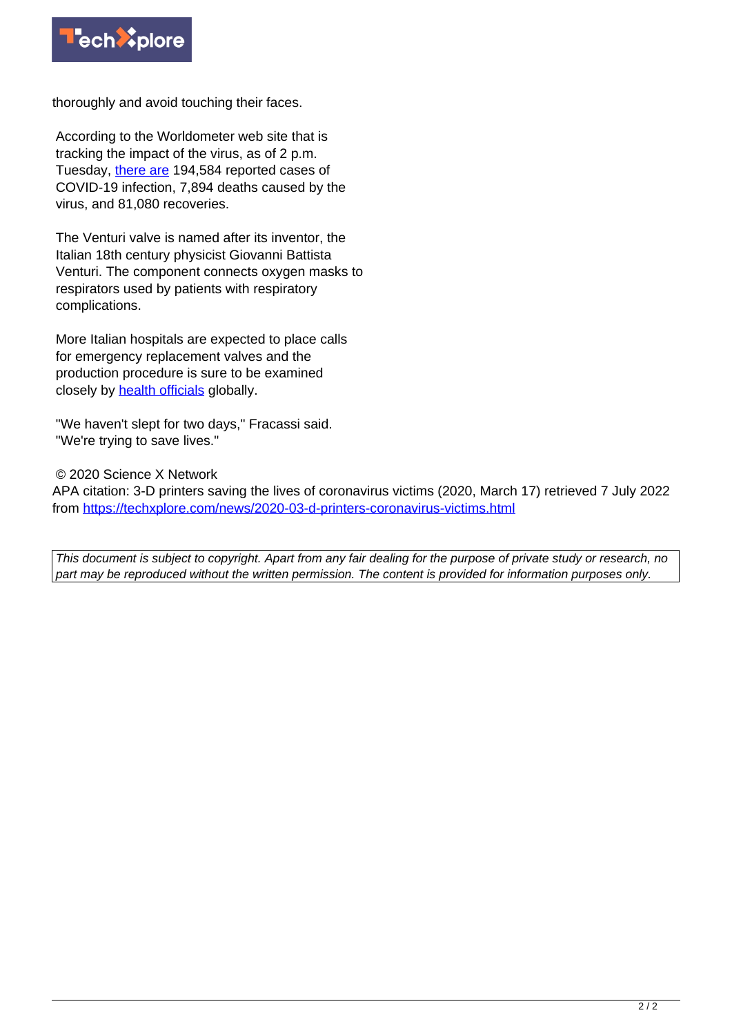thoroughly and avoid touching their faces.

According to the Worldometer web site that is tracking the impact of the virus, as of 2 p.m. Tuesday, there are 194,584 reported cases of COVID-19 infection, 7,894 deaths caused by the virus, and 81,080 recoveries.

The Venturi valve is named after its inventor, the Italian 18th century physicist Giovanni Battista Venturi. The component connects oxygen masks to respirators used by patients with respiratory complications.

More Italian hospitals are expected to place calls for emergency replacement valves and the production procedure is sure to be examined closely by health officials globally.

"We haven't slept for two days," Fracassi said. "We're trying to save lives."

© 2020 Science X Network

APA citation: 3-D printers saving the lives of coronavirus victims (2020, March 17) retrieved 7 July 2022 from https://techxplore.com/news/2020-03-d-printers-coronavirus-victims.html

*This document is subject to copyright. Apart from any fair dealing for the purpose of private study or research, no part may be reproduced without the written permission. The content is provided for information purposes only.*